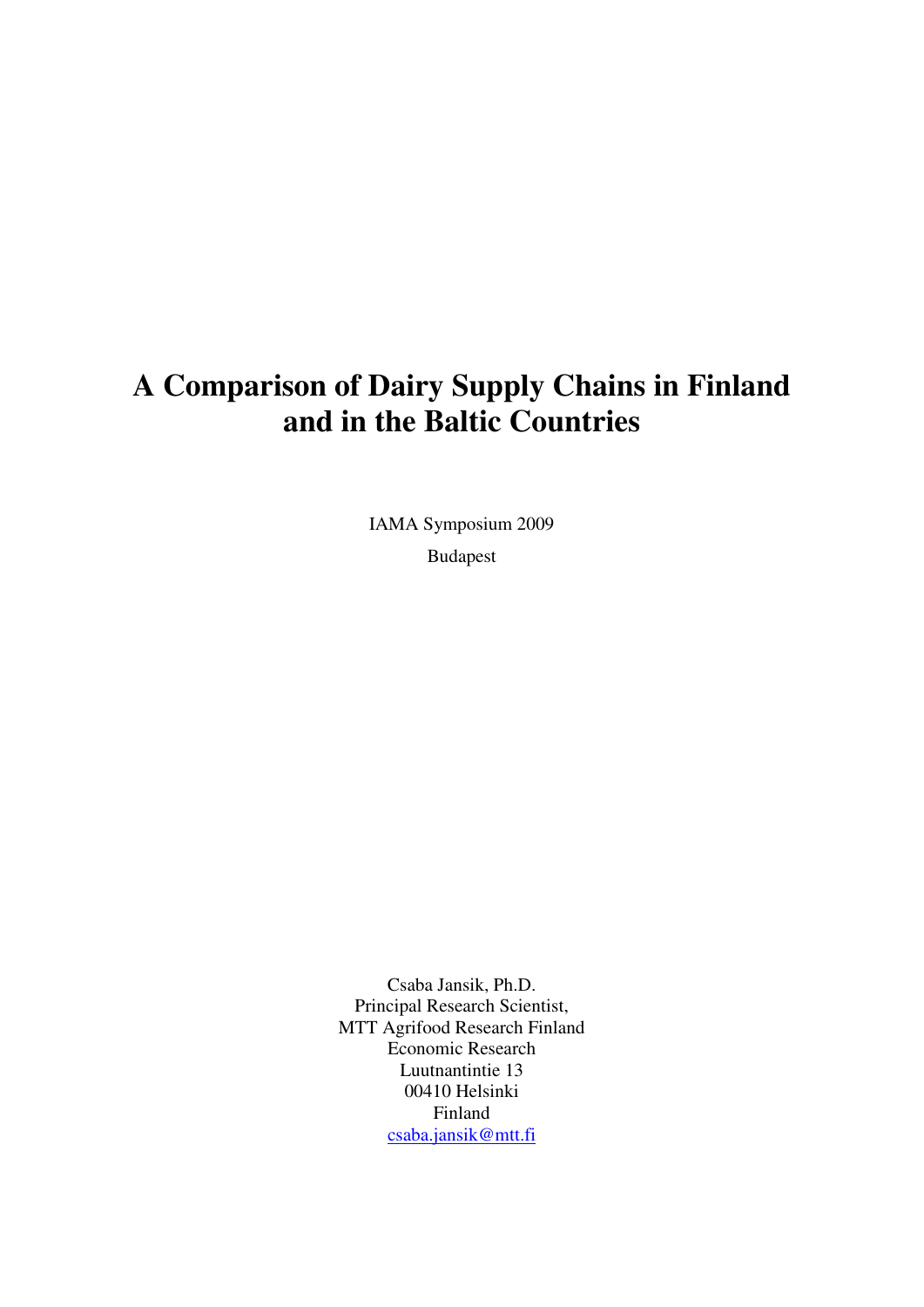# A Comparison of Dairy Supply Chains in Finland and in the Baltic Countries

IAMA Symposium 2009

Budapest

Csaba Jansik, Ph.D.
Principal Research Scientist,
MTT Agrifood Research Finland
Economic Research
Luutnantintie 13
00410 Helsinki
Finland
csaba.jansik@mtt.fi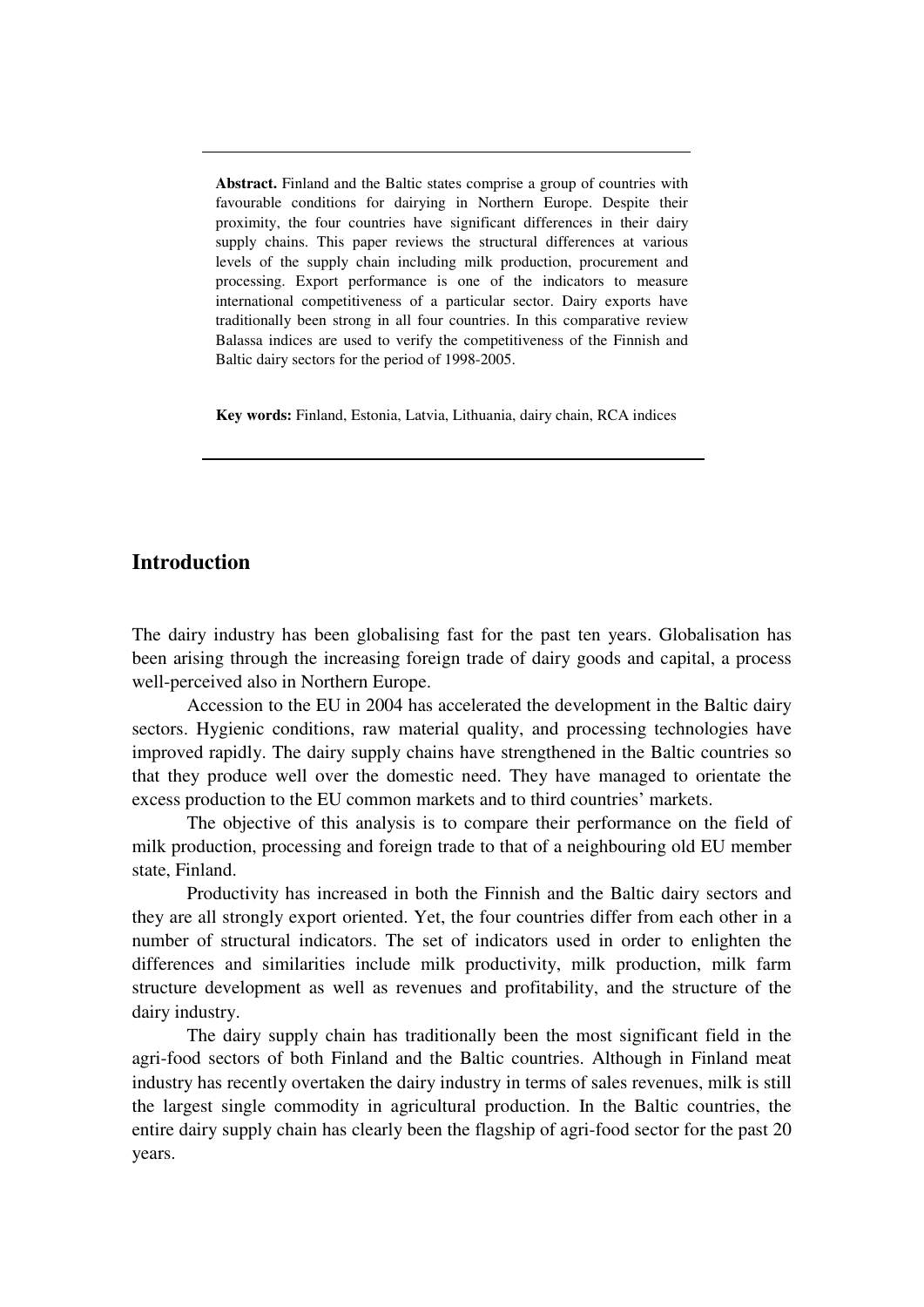**Abstract.** Finland and the Baltic states comprise a group of countries with favourable conditions for dairying in Northern Europe. Despite their proximity, the four countries have significant differences in their dairy supply chains. This paper reviews the structural differences at various levels of the supply chain including milk production, procurement and processing. Export performance is one of the indicators to measure international competitiveness of a particular sector. Dairy exports have traditionally been strong in all four countries. In this comparative review Balassa indices are used to verify the competitiveness of the Finnish and Baltic dairy sectors for the period of 1998-2005.

**Key words:** Finland, Estonia, Latvia, Lithuania, dairy chain, RCA indices

## Introduction

The dairy industry has been globalising fast for the past ten years. Globalisation has been arising through the increasing foreign trade of dairy goods and capital, a process well-perceived also in Northern Europe.

Accession to the EU in 2004 has accelerated the development in the Baltic dairy sectors. Hygienic conditions, raw material quality, and processing technologies have improved rapidly. The dairy supply chains have strengthened in the Baltic countries so that they produce well over the domestic need. They have managed to orientate the excess production to the EU common markets and to third countries' markets.

The objective of this analysis is to compare their performance on the field of milk production, processing and foreign trade to that of a neighbouring old EU member state, Finland.

Productivity has increased in both the Finnish and the Baltic dairy sectors and they are all strongly export oriented. Yet, the four countries differ from each other in a number of structural indicators. The set of indicators used in order to enlighten the differences and similarities include milk productivity, milk production, milk farm structure development as well as revenues and profitability, and the structure of the dairy industry.

The dairy supply chain has traditionally been the most significant field in the agri-food sectors of both Finland and the Baltic countries. Although in Finland meat industry has recently overtaken the dairy industry in terms of sales revenues, milk is still the largest single commodity in agricultural production. In the Baltic countries, the entire dairy supply chain has clearly been the flagship of agri-food sector for the past 20 years.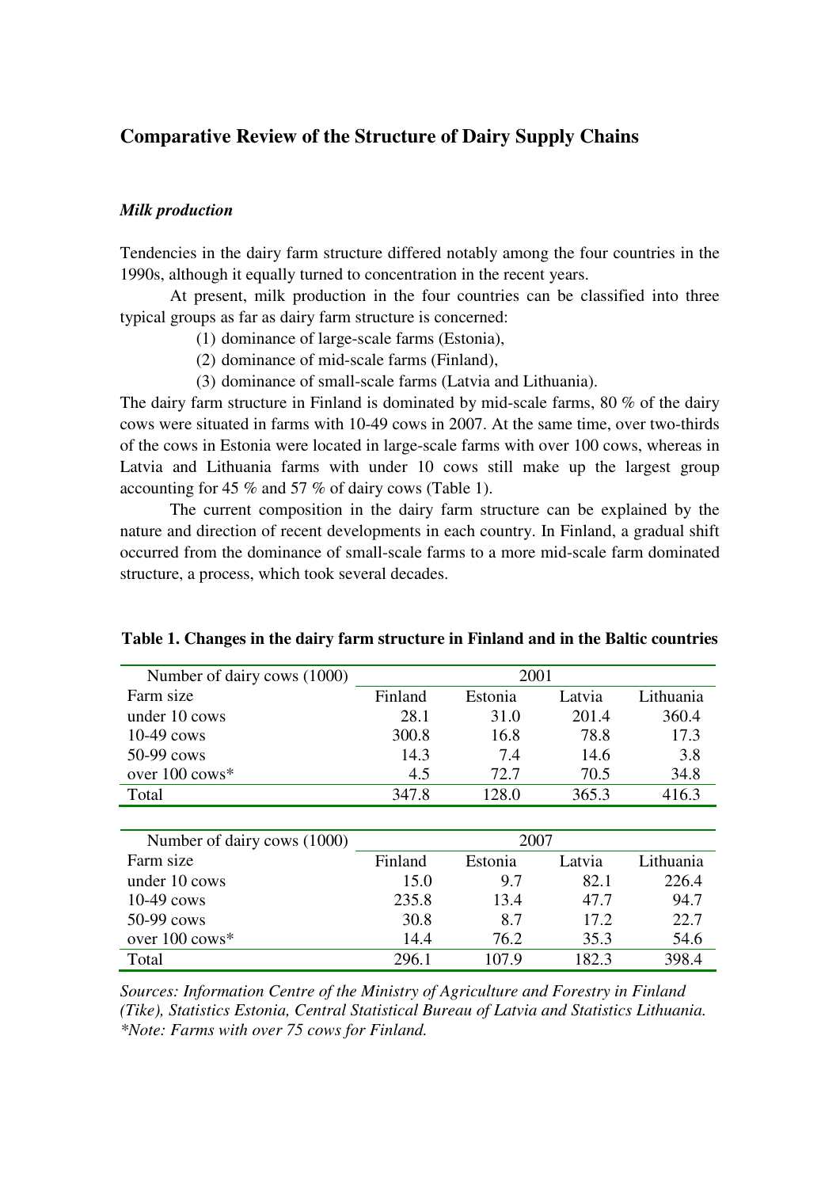## Comparative Review of the Structure of Dairy Supply Chains

### *Milk production*

Tendencies in the dairy farm structure differed notably among the four countries in the 1990s, although it equally turned to concentration in the recent years.

At present, milk production in the four countries can be classified into three typical groups as far as dairy farm structure is concerned:

1. dominance of large-scale farms (Estonia),
2. dominance of mid-scale farms (Finland),
3. dominance of small-scale farms (Latvia and Lithuania).

The dairy farm structure in Finland is dominated by mid-scale farms, 80 % of the dairy cows were situated in farms with 10-49 cows in 2007. At the same time, over two-thirds of the cows in Estonia were located in large-scale farms with over 100 cows, whereas in Latvia and Lithuania farms with under 10 cows still make up the largest group accounting for 45 % and 57 % of dairy cows (Table 1).

The current composition in the dairy farm structure can be explained by the nature and direction of recent developments in each country. In Finland, a gradual shift occurred from the dominance of small-scale farms to a more mid-scale farm dominated structure, a process, which took several decades.

**Table 1. Changes in the dairy farm structure in Finland and in the Baltic countries**

| Number of dairy cows (1000) | 2001 | | | |
|---|---|---|---|---|
| Farm size | Finland | Estonia | Latvia | Lithuania |
| under 10 cows | 28.1 | 31.0 | 201.4 | 360.4 |
| 10-49 cows | 300.8 | 16.8 | 78.8 | 17.3 |
| 50-99 cows | 14.3 | 7.4 | 14.6 | 3.8 |
| over 100 cows* | 4.5 | 72.7 | 70.5 | 34.8 |
| Total | 347.8 | 128.0 | 365.3 | 416.3 |

| Number of dairy cows (1000) | 2007 | | | |
|---|---|---|---|---|
| Farm size | Finland | Estonia | Latvia | Lithuania |
| under 10 cows | 15.0 | 9.7 | 82.1 | 226.4 |
| 10-49 cows | 235.8 | 13.4 | 47.7 | 94.7 |
| 50-99 cows | 30.8 | 8.7 | 17.2 | 22.7 |
| over 100 cows* | 14.4 | 76.2 | 35.3 | 54.6 |
| Total | 296.1 | 107.9 | 182.3 | 398.4 |

*Sources: Information Centre of the Ministry of Agriculture and Forestry in Finland (Tike), Statistics Estonia, Central Statistical Bureau of Latvia and Statistics Lithuania.*
*\*Note: Farms with over 75 cows for Finland.*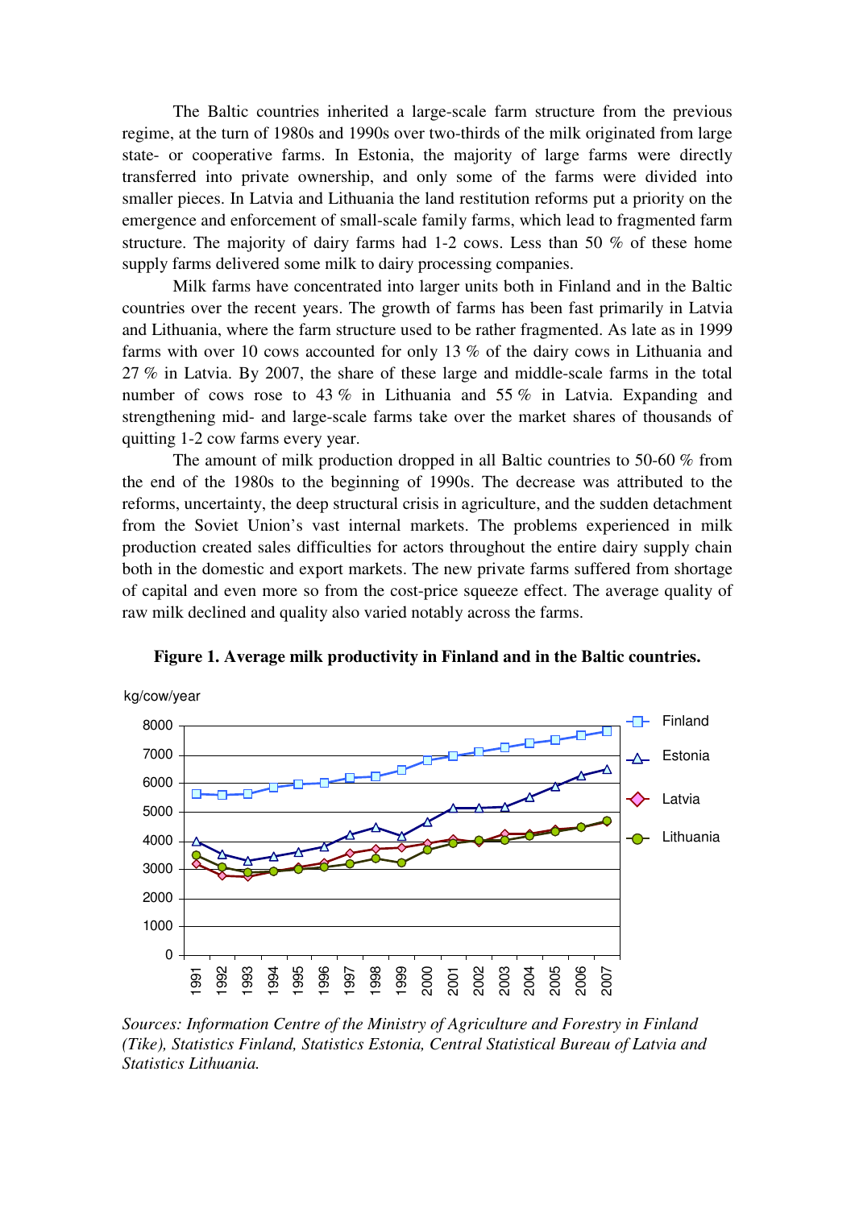The Baltic countries inherited a large-scale farm structure from the previous regime, at the turn of 1980s and 1990s over two-thirds of the milk originated from large state- or cooperative farms. In Estonia, the majority of large farms were directly transferred into private ownership, and only some of the farms were divided into smaller pieces. In Latvia and Lithuania the land restitution reforms put a priority on the emergence and enforcement of small-scale family farms, which lead to fragmented farm structure. The majority of dairy farms had 1-2 cows. Less than 50 % of these home supply farms delivered some milk to dairy processing companies.

Milk farms have concentrated into larger units both in Finland and in the Baltic countries over the recent years. The growth of farms has been fast primarily in Latvia and Lithuania, where the farm structure used to be rather fragmented. As late as in 1999 farms with over 10 cows accounted for only 13 % of the dairy cows in Lithuania and 27 % in Latvia. By 2007, the share of these large and middle-scale farms in the total number of cows rose to 43 % in Lithuania and 55 % in Latvia. Expanding and strengthening mid- and large-scale farms take over the market shares of thousands of quitting 1-2 cow farms every year.

The amount of milk production dropped in all Baltic countries to 50-60 % from the end of the 1980s to the beginning of 1990s. The decrease was attributed to the reforms, uncertainty, the deep structural crisis in agriculture, and the sudden detachment from the Soviet Union's vast internal markets. The problems experienced in milk production created sales difficulties for actors throughout the entire dairy supply chain both in the domestic and export markets. The new private farms suffered from shortage of capital and even more so from the cost-price squeeze effect. The average quality of raw milk declined and quality also varied notably across the farms.

**Figure 1. Average milk productivity in Finland and in the Baltic countries.**

kg/cow/year

8000
7000
6000
5000
4000
3000
2000
1000
0

1991 1992 1993 1994 1995 1996 1997 1998 1999 2000 2001 2002 2003 2004 2005 2006 2007

Finland
Estonia
Latvia
Lithuania

*Sources: Information Centre of the Ministry of Agriculture and Forestry in Finland (Tike), Statistics Finland, Statistics Estonia, Central Statistical Bureau of Latvia and Statistics Lithuania.*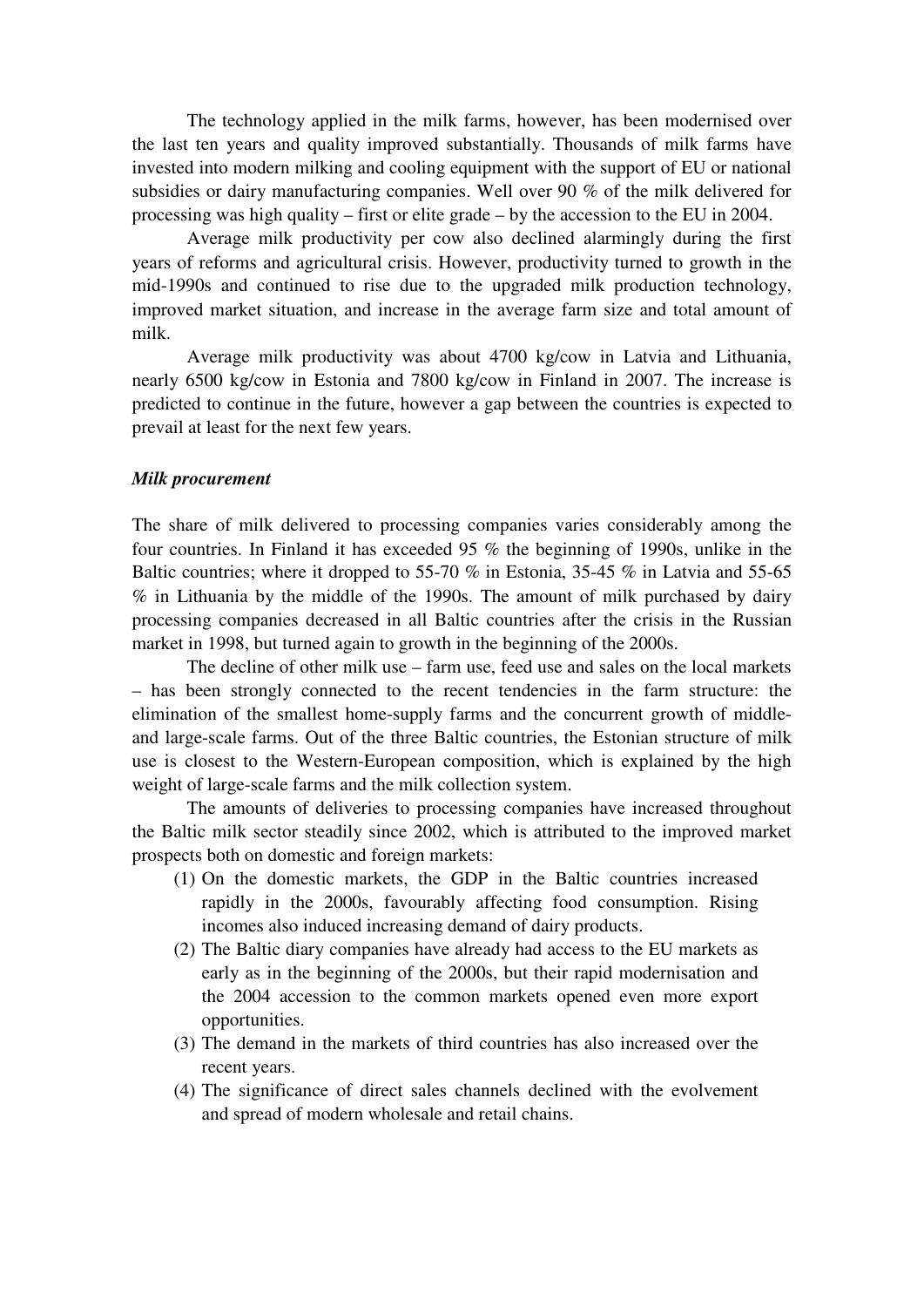The technology applied in the milk farms, however, has been modernised over the last ten years and quality improved substantially. Thousands of milk farms have invested into modern milking and cooling equipment with the support of EU or national subsidies or dairy manufacturing companies. Well over 90 % of the milk delivered for processing was high quality – first or elite grade – by the accession to the EU in 2004.

Average milk productivity per cow also declined alarmingly during the first years of reforms and agricultural crisis. However, productivity turned to growth in the mid-1990s and continued to rise due to the upgraded milk production technology, improved market situation, and increase in the average farm size and total amount of milk.

Average milk productivity was about 4700 kg/cow in Latvia and Lithuania, nearly 6500 kg/cow in Estonia and 7800 kg/cow in Finland in 2007. The increase is predicted to continue in the future, however a gap between the countries is expected to prevail at least for the next few years.

***Milk procurement***

The share of milk delivered to processing companies varies considerably among the four countries. In Finland it has exceeded 95 % the beginning of 1990s, unlike in the Baltic countries; where it dropped to 55-70 % in Estonia, 35-45 % in Latvia and 55-65 % in Lithuania by the middle of the 1990s. The amount of milk purchased by dairy processing companies decreased in all Baltic countries after the crisis in the Russian market in 1998, but turned again to growth in the beginning of the 2000s.

The decline of other milk use – farm use, feed use and sales on the local markets – has been strongly connected to the recent tendencies in the farm structure: the elimination of the smallest home-supply farms and the concurrent growth of middle- and large-scale farms. Out of the three Baltic countries, the Estonian structure of milk use is closest to the Western-European composition, which is explained by the high weight of large-scale farms and the milk collection system.

The amounts of deliveries to processing companies have increased throughout the Baltic milk sector steadily since 2002, which is attributed to the improved market prospects both on domestic and foreign markets:

(1) On the domestic markets, the GDP in the Baltic countries increased rapidly in the 2000s, favourably affecting food consumption. Rising incomes also induced increasing demand of dairy products.
(2) The Baltic diary companies have already had access to the EU markets as early as in the beginning of the 2000s, but their rapid modernisation and the 2004 accession to the common markets opened even more export opportunities.
(3) The demand in the markets of third countries has also increased over the recent years.
(4) The significance of direct sales channels declined with the evolvement and spread of modern wholesale and retail chains.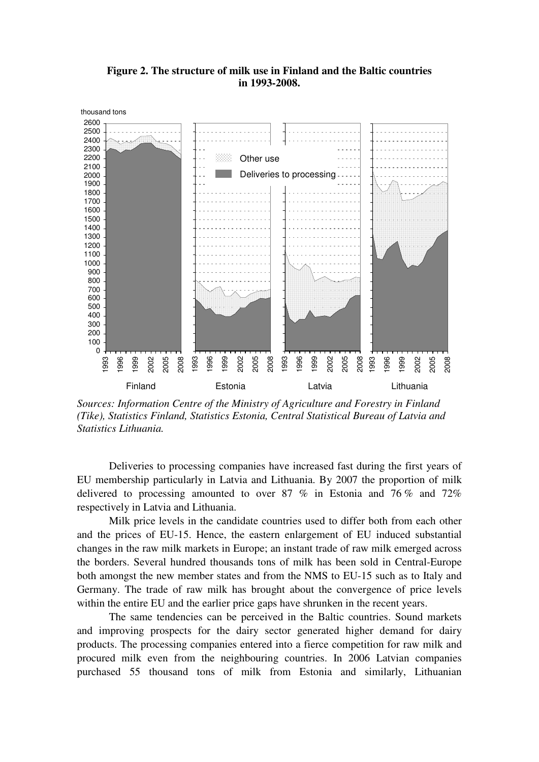**Figure 2. The structure of milk use in Finland and the Baltic countries in 1993-2008.**

thousand tons

2600
2500
2400
2300
2200
2100
2000
1900
1800
1700
1600
1500
1400
1300
1200
1100
1000
900
800
700
600
500
400
300
200
100
0

Other use

Deliveries to processing

1993 1996 1999 2002 2005 2008

Finland

Estonia

Latvia

Lithuania

*Sources: Information Centre of the Ministry of Agriculture and Forestry in Finland (Tike), Statistics Finland, Statistics Estonia, Central Statistical Bureau of Latvia and Statistics Lithuania.*

Deliveries to processing companies have increased fast during the first years of EU membership particularly in Latvia and Lithuania. By 2007 the proportion of milk delivered to processing amounted to over 87 % in Estonia and 76 % and 72% respectively in Latvia and Lithuania.

Milk price levels in the candidate countries used to differ both from each other and the prices of EU-15. Hence, the eastern enlargement of EU induced substantial changes in the raw milk markets in Europe; an instant trade of raw milk emerged across the borders. Several hundred thousands tons of milk has been sold in Central-Europe both amongst the new member states and from the NMS to EU-15 such as to Italy and Germany. The trade of raw milk has brought about the convergence of price levels within the entire EU and the earlier price gaps have shrunken in the recent years.

The same tendencies can be perceived in the Baltic countries. Sound markets and improving prospects for the dairy sector generated higher demand for dairy products. The processing companies entered into a fierce competition for raw milk and procured milk even from the neighbouring countries. In 2006 Latvian companies purchased 55 thousand tons of milk from Estonia and similarly, Lithuanian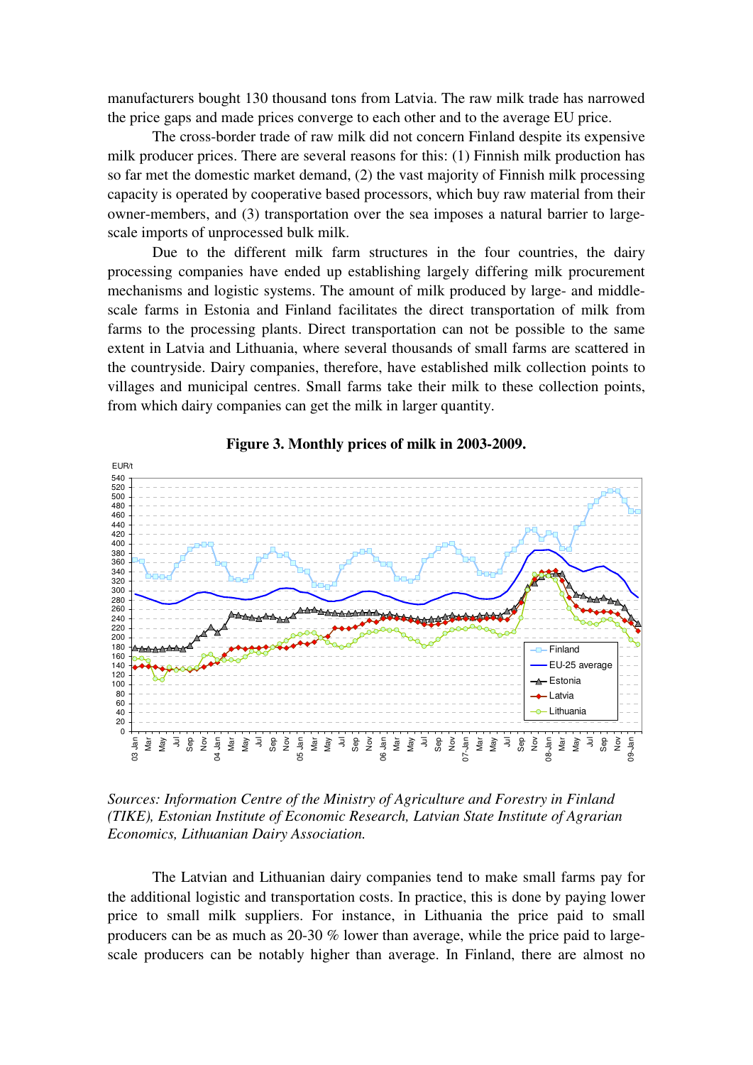manufacturers bought 130 thousand tons from Latvia. The raw milk trade has narrowed the price gaps and made prices converge to each other and to the average EU price.

The cross-border trade of raw milk did not concern Finland despite its expensive milk producer prices. There are several reasons for this: (1) Finnish milk production has so far met the domestic market demand, (2) the vast majority of Finnish milk processing capacity is operated by cooperative based processors, which buy raw material from their owner-members, and (3) transportation over the sea imposes a natural barrier to large-scale imports of unprocessed bulk milk.

Due to the different milk farm structures in the four countries, the dairy processing companies have ended up establishing largely differing milk procurement mechanisms and logistic systems. The amount of milk produced by large- and middle-scale farms in Estonia and Finland facilitates the direct transportation of milk from farms to the processing plants. Direct transportation can not be possible to the same extent in Latvia and Lithuania, where several thousands of small farms are scattered in the countryside. Dairy companies, therefore, have established milk collection points to villages and municipal centres. Small farms take their milk to these collection points, from which dairy companies can get the milk in larger quantity.

**Figure 3. Monthly prices of milk in 2003-2009.**

EUR/t

540
520
500
480
460
440
420
400
380
360
340
320
300
280
260
240
220
200
180
160
140
120
100
80
60
40
20
0

03 Jan, Mar, May, Jul, Sep, Nov, 04 Jan, Mar, May, Jul, Sep, Nov, 05 Jan, Mar, May, Jul, Sep, Nov, 06 Jan, Mar, May, Jul, Sep, Nov, 07-Jan, Mar, May, Jul, Sep, Nov, 08-Jan, Mar, May, Jul, Sep, Nov, 09-Jan

Finland
EU-25 average
Estonia
Latvia
Lithuania

*Sources: Information Centre of the Ministry of Agriculture and Forestry in Finland (TIKE), Estonian Institute of Economic Research, Latvian State Institute of Agrarian Economics, Lithuanian Dairy Association.*

The Latvian and Lithuanian dairy companies tend to make small farms pay for the additional logistic and transportation costs. In practice, this is done by paying lower price to small milk suppliers. For instance, in Lithuania the price paid to small producers can be as much as 20-30 % lower than average, while the price paid to large-scale producers can be notably higher than average. In Finland, there are almost no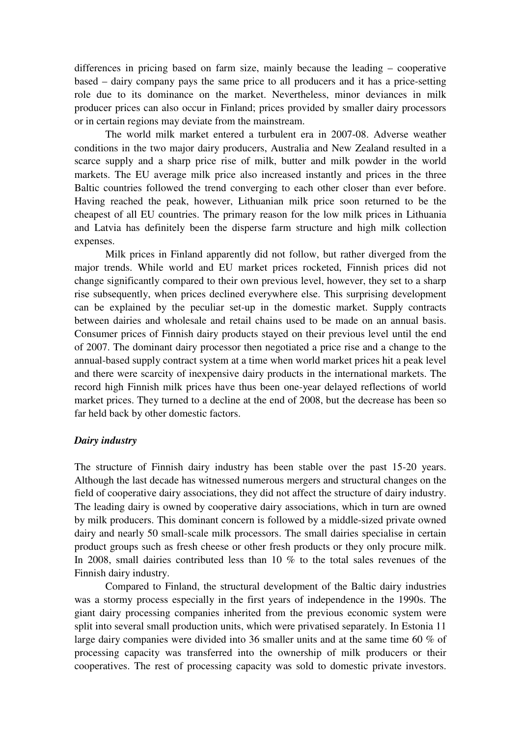differences in pricing based on farm size, mainly because the leading – cooperative based – dairy company pays the same price to all producers and it has a price-setting role due to its dominance on the market. Nevertheless, minor deviances in milk producer prices can also occur in Finland; prices provided by smaller dairy processors or in certain regions may deviate from the mainstream.

The world milk market entered a turbulent era in 2007-08. Adverse weather conditions in the two major dairy producers, Australia and New Zealand resulted in a scarce supply and a sharp price rise of milk, butter and milk powder in the world markets. The EU average milk price also increased instantly and prices in the three Baltic countries followed the trend converging to each other closer than ever before. Having reached the peak, however, Lithuanian milk price soon returned to be the cheapest of all EU countries. The primary reason for the low milk prices in Lithuania and Latvia has definitely been the disperse farm structure and high milk collection expenses.

Milk prices in Finland apparently did not follow, but rather diverged from the major trends. While world and EU market prices rocketed, Finnish prices did not change significantly compared to their own previous level, however, they set to a sharp rise subsequently, when prices declined everywhere else. This surprising development can be explained by the peculiar set-up in the domestic market. Supply contracts between dairies and wholesale and retail chains used to be made on an annual basis. Consumer prices of Finnish dairy products stayed on their previous level until the end of 2007. The dominant dairy processor then negotiated a price rise and a change to the annual-based supply contract system at a time when world market prices hit a peak level and there were scarcity of inexpensive dairy products in the international markets. The record high Finnish milk prices have thus been one-year delayed reflections of world market prices. They turned to a decline at the end of 2008, but the decrease has been so far held back by other domestic factors.

***Dairy industry***

The structure of Finnish dairy industry has been stable over the past 15-20 years. Although the last decade has witnessed numerous mergers and structural changes on the field of cooperative dairy associations, they did not affect the structure of dairy industry. The leading dairy is owned by cooperative dairy associations, which in turn are owned by milk producers. This dominant concern is followed by a middle-sized private owned dairy and nearly 50 small-scale milk processors. The small dairies specialise in certain product groups such as fresh cheese or other fresh products or they only procure milk. In 2008, small dairies contributed less than 10 % to the total sales revenues of the Finnish dairy industry.

Compared to Finland, the structural development of the Baltic dairy industries was a stormy process especially in the first years of independence in the 1990s. The giant dairy processing companies inherited from the previous economic system were split into several small production units, which were privatised separately. In Estonia 11 large dairy companies were divided into 36 smaller units and at the same time 60 % of processing capacity was transferred into the ownership of milk producers or their cooperatives. The rest of processing capacity was sold to domestic private investors.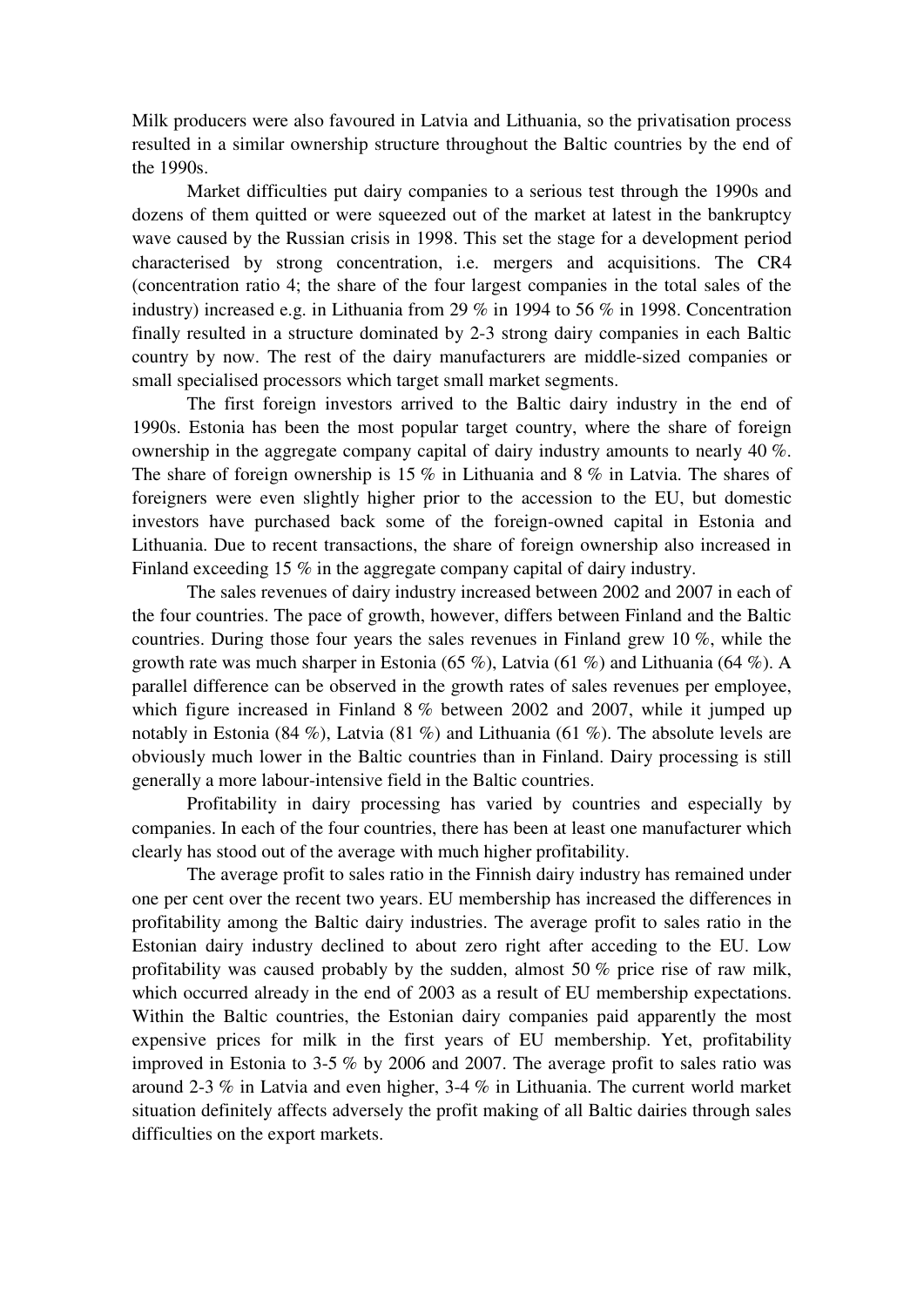Milk producers were also favoured in Latvia and Lithuania, so the privatisation process resulted in a similar ownership structure throughout the Baltic countries by the end of the 1990s.

Market difficulties put dairy companies to a serious test through the 1990s and dozens of them quitted or were squeezed out of the market at latest in the bankruptcy wave caused by the Russian crisis in 1998. This set the stage for a development period characterised by strong concentration, i.e. mergers and acquisitions. The CR4 (concentration ratio 4; the share of the four largest companies in the total sales of the industry) increased e.g. in Lithuania from 29 % in 1994 to 56 % in 1998. Concentration finally resulted in a structure dominated by 2-3 strong dairy companies in each Baltic country by now. The rest of the dairy manufacturers are middle-sized companies or small specialised processors which target small market segments.

The first foreign investors arrived to the Baltic dairy industry in the end of 1990s. Estonia has been the most popular target country, where the share of foreign ownership in the aggregate company capital of dairy industry amounts to nearly 40 %. The share of foreign ownership is 15 % in Lithuania and 8 % in Latvia. The shares of foreigners were even slightly higher prior to the accession to the EU, but domestic investors have purchased back some of the foreign-owned capital in Estonia and Lithuania. Due to recent transactions, the share of foreign ownership also increased in Finland exceeding 15 % in the aggregate company capital of dairy industry.

The sales revenues of dairy industry increased between 2002 and 2007 in each of the four countries. The pace of growth, however, differs between Finland and the Baltic countries. During those four years the sales revenues in Finland grew 10 %, while the growth rate was much sharper in Estonia (65 %), Latvia (61 %) and Lithuania (64 %). A parallel difference can be observed in the growth rates of sales revenues per employee, which figure increased in Finland 8 % between 2002 and 2007, while it jumped up notably in Estonia (84 %), Latvia (81 %) and Lithuania (61 %). The absolute levels are obviously much lower in the Baltic countries than in Finland. Dairy processing is still generally a more labour-intensive field in the Baltic countries.

Profitability in dairy processing has varied by countries and especially by companies. In each of the four countries, there has been at least one manufacturer which clearly has stood out of the average with much higher profitability.

The average profit to sales ratio in the Finnish dairy industry has remained under one per cent over the recent two years. EU membership has increased the differences in profitability among the Baltic dairy industries. The average profit to sales ratio in the Estonian dairy industry declined to about zero right after acceding to the EU. Low profitability was caused probably by the sudden, almost 50 % price rise of raw milk, which occurred already in the end of 2003 as a result of EU membership expectations. Within the Baltic countries, the Estonian dairy companies paid apparently the most expensive prices for milk in the first years of EU membership. Yet, profitability improved in Estonia to 3-5 % by 2006 and 2007. The average profit to sales ratio was around 2-3 % in Latvia and even higher, 3-4 % in Lithuania. The current world market situation definitely affects adversely the profit making of all Baltic dairies through sales difficulties on the export markets.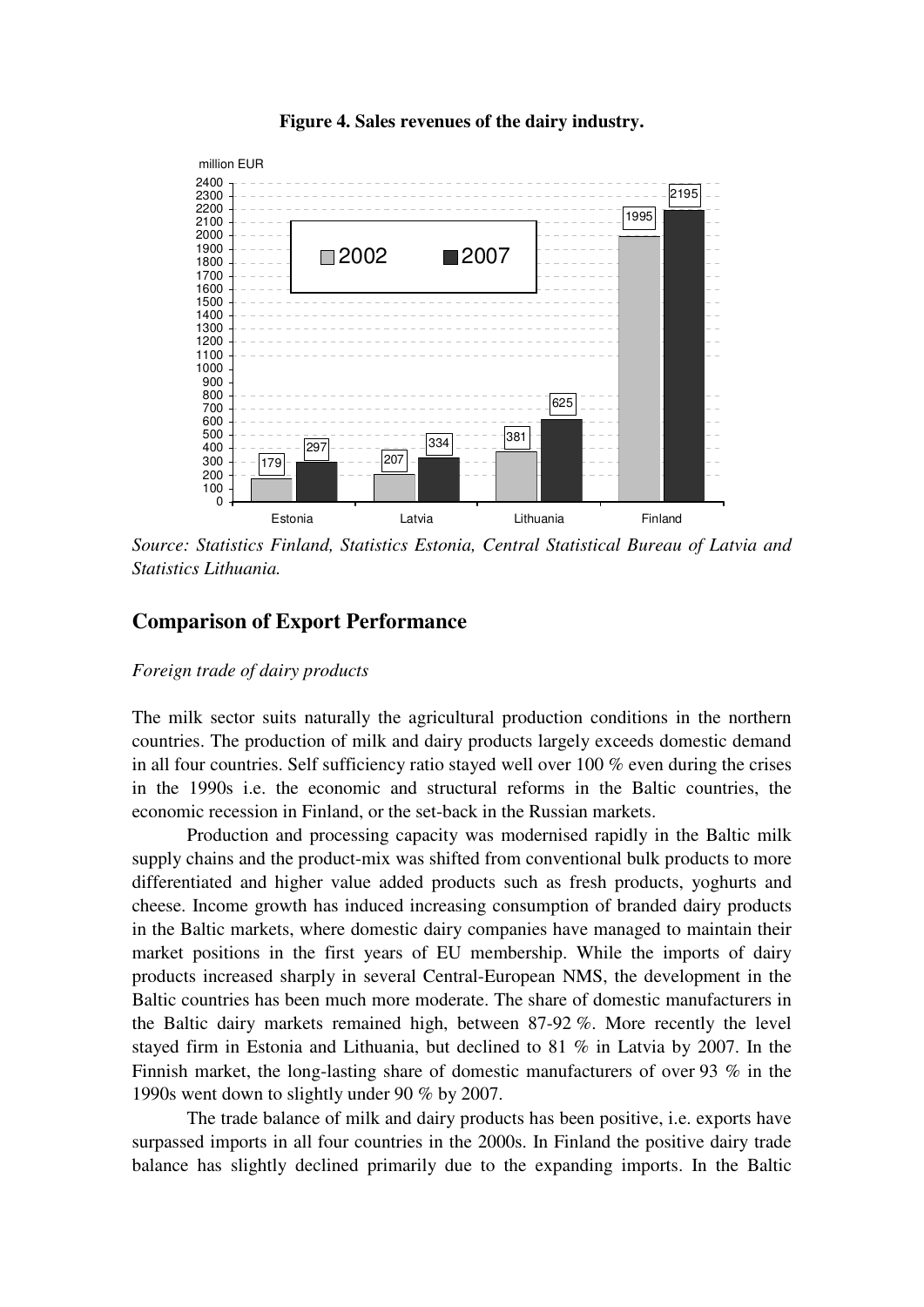**Figure 4. Sales revenues of the dairy industry.**

million EUR

2400
2300
2200
2100
2000
1900
1800
1700
1600
1500
1400
1300
1200
1100
1000
900
800
700
600
500
400
300
200
100
0

2002
2007

179
297
207
334
381
625
1995
2195

Estonia
Latvia
Lithuania
Finland

*Source: Statistics Finland, Statistics Estonia, Central Statistical Bureau of Latvia and Statistics Lithuania.*

## Comparison of Export Performance

*Foreign trade of dairy products*

The milk sector suits naturally the agricultural production conditions in the northern countries. The production of milk and dairy products largely exceeds domestic demand in all four countries. Self sufficiency ratio stayed well over 100 % even during the crises in the 1990s i.e. the economic and structural reforms in the Baltic countries, the economic recession in Finland, or the set-back in the Russian markets.

Production and processing capacity was modernised rapidly in the Baltic milk supply chains and the product-mix was shifted from conventional bulk products to more differentiated and higher value added products such as fresh products, yoghurts and cheese. Income growth has induced increasing consumption of branded dairy products in the Baltic markets, where domestic dairy companies have managed to maintain their market positions in the first years of EU membership. While the imports of dairy products increased sharply in several Central-European NMS, the development in the Baltic countries has been much more moderate. The share of domestic manufacturers in the Baltic dairy markets remained high, between 87-92 %. More recently the level stayed firm in Estonia and Lithuania, but declined to 81 % in Latvia by 2007. In the Finnish market, the long-lasting share of domestic manufacturers of over 93 % in the 1990s went down to slightly under 90 % by 2007.

The trade balance of milk and dairy products has been positive, i.e. exports have surpassed imports in all four countries in the 2000s. In Finland the positive dairy trade balance has slightly declined primarily due to the expanding imports. In the Baltic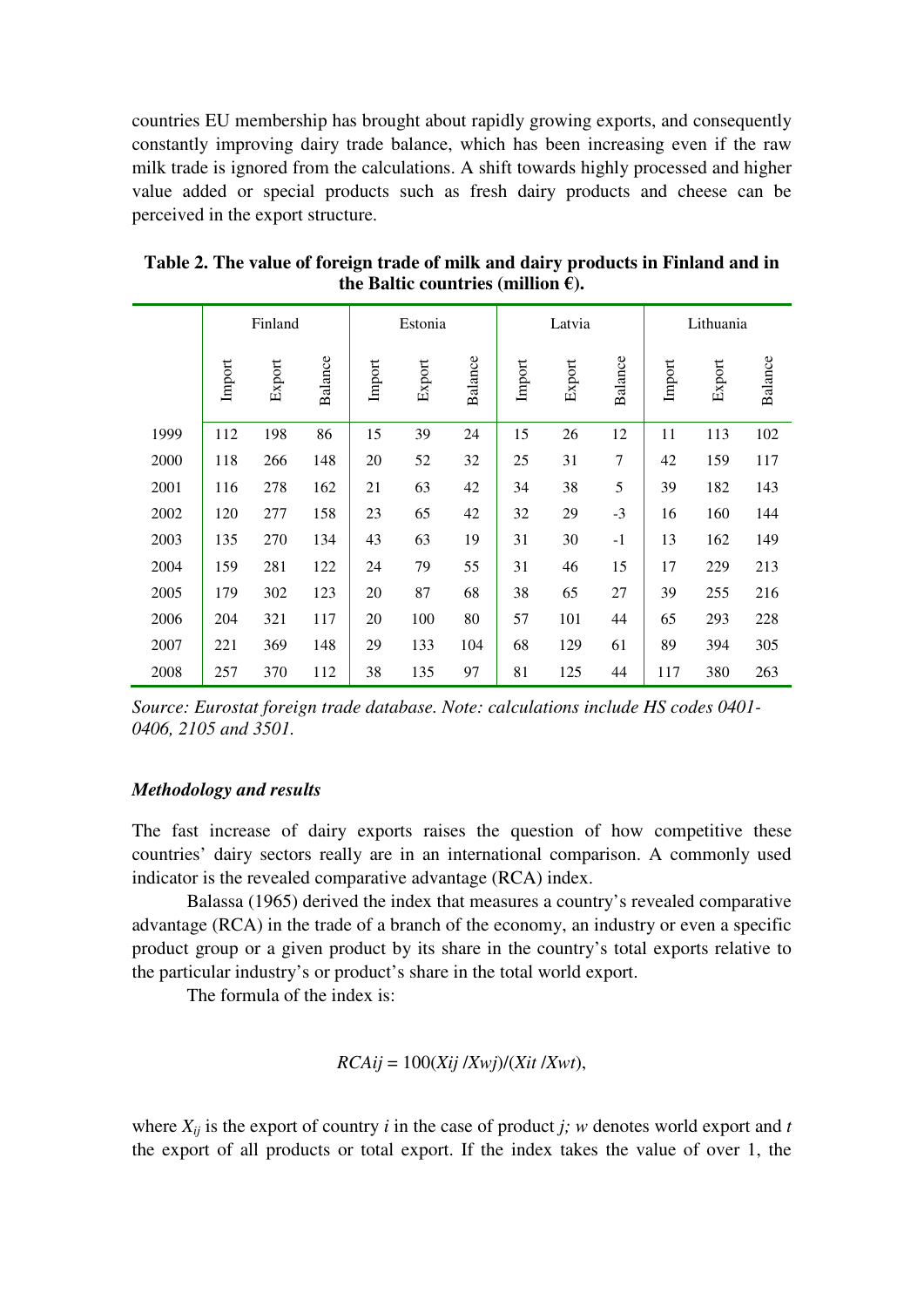countries EU membership has brought about rapidly growing exports, and consequently constantly improving dairy trade balance, which has been increasing even if the raw milk trade is ignored from the calculations. A shift towards highly processed and higher value added or special products such as fresh dairy products and cheese can be perceived in the export structure.

**Table 2. The value of foreign trade of milk and dairy products in Finland and in the Baltic countries (million €).**

| | Finland | | | Estonia | | | Latvia | | | Lithuania | | |
|---|---|---|---|---|---|---|---|---|---|---|---|---|
| | Import | Export | Balance | Import | Export | Balance | Import | Export | Balance | Import | Export | Balance |
| 1999 | 112 | 198 | 86 | 15 | 39 | 24 | 15 | 26 | 12 | 11 | 113 | 102 |
| 2000 | 118 | 266 | 148 | 20 | 52 | 32 | 25 | 31 | 7 | 42 | 159 | 117 |
| 2001 | 116 | 278 | 162 | 21 | 63 | 42 | 34 | 38 | 5 | 39 | 182 | 143 |
| 2002 | 120 | 277 | 158 | 23 | 65 | 42 | 32 | 29 | -3 | 16 | 160 | 144 |
| 2003 | 135 | 270 | 134 | 43 | 63 | 19 | 31 | 30 | -1 | 13 | 162 | 149 |
| 2004 | 159 | 281 | 122 | 24 | 79 | 55 | 31 | 46 | 15 | 17 | 229 | 213 |
| 2005 | 179 | 302 | 123 | 20 | 87 | 68 | 38 | 65 | 27 | 39 | 255 | 216 |
| 2006 | 204 | 321 | 117 | 20 | 100 | 80 | 57 | 101 | 44 | 65 | 293 | 228 |
| 2007 | 221 | 369 | 148 | 29 | 133 | 104 | 68 | 129 | 61 | 89 | 394 | 305 |
| 2008 | 257 | 370 | 112 | 38 | 135 | 97 | 81 | 125 | 44 | 117 | 380 | 263 |

*Source: Eurostat foreign trade database. Note: calculations include HS codes 0401-0406, 2105 and 3501.*

### *Methodology and results*

The fast increase of dairy exports raises the question of how competitive these countries' dairy sectors really are in an international comparison. A commonly used indicator is the revealed comparative advantage (RCA) index.

Balassa (1965) derived the index that measures a country's revealed comparative advantage (RCA) in the trade of a branch of the economy, an industry or even a specific product group or a given product by its share in the country's total exports relative to the particular industry's or product's share in the total world export.

The formula of the index is:

$$RCAij = 100(Xij / Xwj)/(Xit / Xwt),$$

where $X_{ij}$ is the export of country $i$ in the case of product $j$; $w$ denotes world export and $t$ the export of all products or total export. If the index takes the value of over 1, the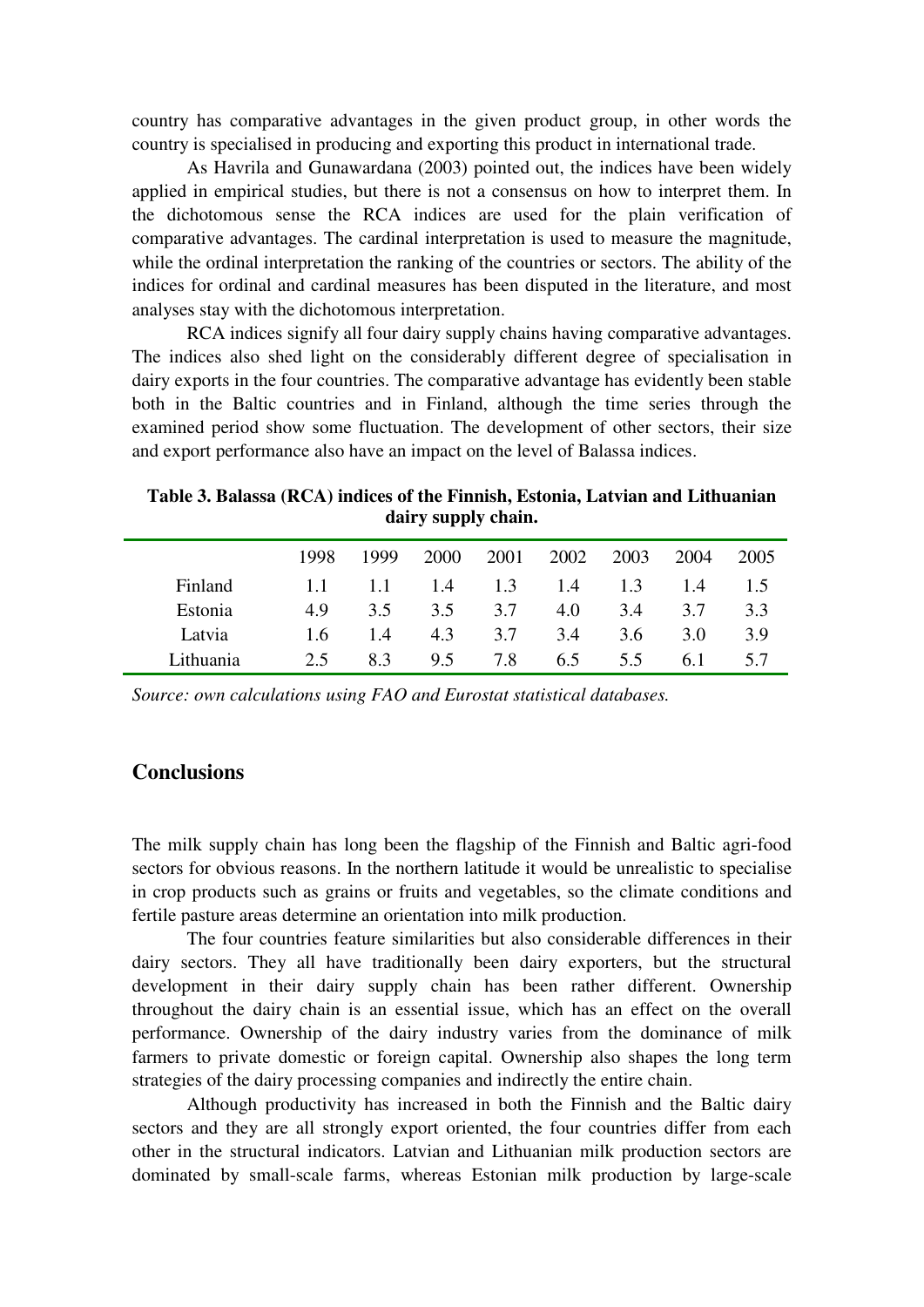country has comparative advantages in the given product group, in other words the country is specialised in producing and exporting this product in international trade.

As Havrila and Gunawardana (2003) pointed out, the indices have been widely applied in empirical studies, but there is not a consensus on how to interpret them. In the dichotomous sense the RCA indices are used for the plain verification of comparative advantages. The cardinal interpretation is used to measure the magnitude, while the ordinal interpretation the ranking of the countries or sectors. The ability of the indices for ordinal and cardinal measures has been disputed in the literature, and most analyses stay with the dichotomous interpretation.

RCA indices signify all four dairy supply chains having comparative advantages. The indices also shed light on the considerably different degree of specialisation in dairy exports in the four countries. The comparative advantage has evidently been stable both in the Baltic countries and in Finland, although the time series through the examined period show some fluctuation. The development of other sectors, their size and export performance also have an impact on the level of Balassa indices.

**Table 3. Balassa (RCA) indices of the Finnish, Estonia, Latvian and Lithuanian dairy supply chain.**

| | 1998 | 1999 | 2000 | 2001 | 2002 | 2003 | 2004 | 2005 |
|---|---|---|---|---|---|---|---|---|
| Finland | 1.1 | 1.1 | 1.4 | 1.3 | 1.4 | 1.3 | 1.4 | 1.5 |
| Estonia | 4.9 | 3.5 | 3.5 | 3.7 | 4.0 | 3.4 | 3.7 | 3.3 |
| Latvia | 1.6 | 1.4 | 4.3 | 3.7 | 3.4 | 3.6 | 3.0 | 3.9 |
| Lithuania | 2.5 | 8.3 | 9.5 | 7.8 | 6.5 | 5.5 | 6.1 | 5.7 |

*Source: own calculations using FAO and Eurostat statistical databases.*

## Conclusions

The milk supply chain has long been the flagship of the Finnish and Baltic agri-food sectors for obvious reasons. In the northern latitude it would be unrealistic to specialise in crop products such as grains or fruits and vegetables, so the climate conditions and fertile pasture areas determine an orientation into milk production.

The four countries feature similarities but also considerable differences in their dairy sectors. They all have traditionally been dairy exporters, but the structural development in their dairy supply chain has been rather different. Ownership throughout the dairy chain is an essential issue, which has an effect on the overall performance. Ownership of the dairy industry varies from the dominance of milk farmers to private domestic or foreign capital. Ownership also shapes the long term strategies of the dairy processing companies and indirectly the entire chain.

Although productivity has increased in both the Finnish and the Baltic dairy sectors and they are all strongly export oriented, the four countries differ from each other in the structural indicators. Latvian and Lithuanian milk production sectors are dominated by small-scale farms, whereas Estonian milk production by large-scale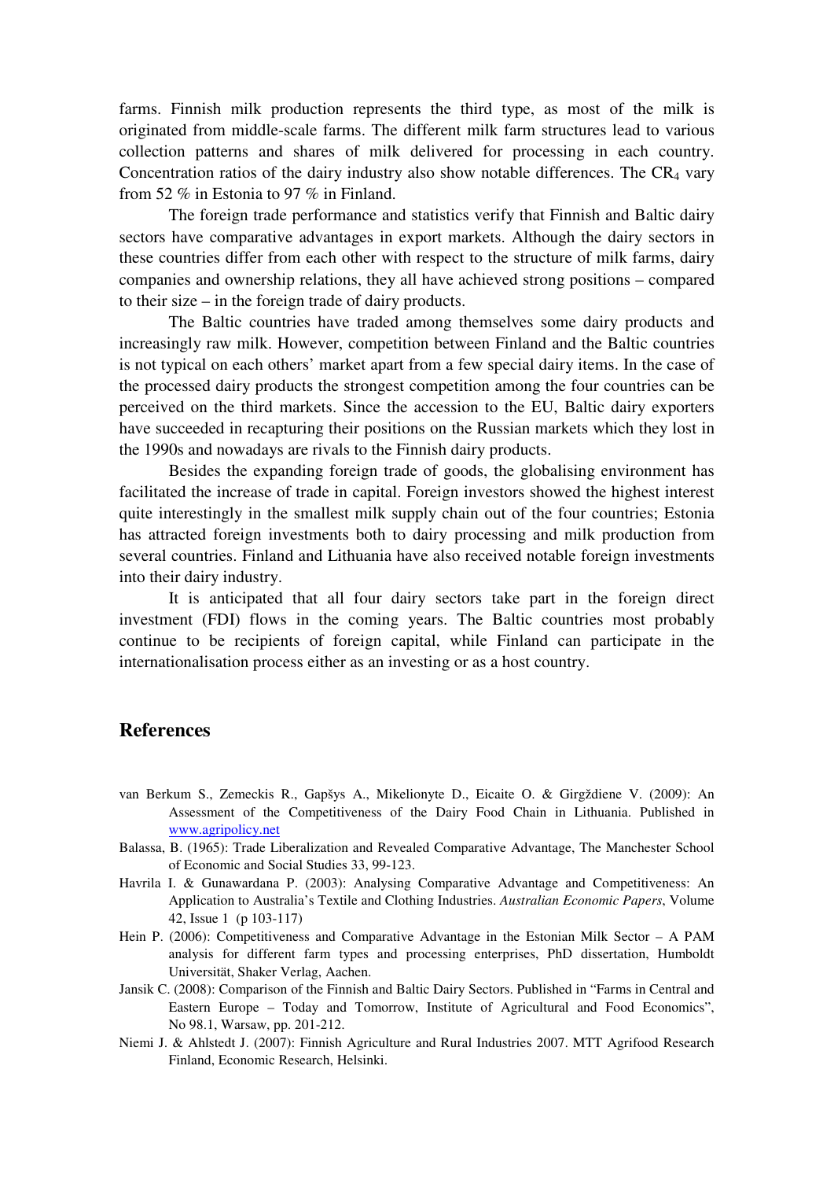farms. Finnish milk production represents the third type, as most of the milk is originated from middle-scale farms. The different milk farm structures lead to various collection patterns and shares of milk delivered for processing in each country. Concentration ratios of the dairy industry also show notable differences. The $CR_4$ vary from 52 % in Estonia to 97 % in Finland.

The foreign trade performance and statistics verify that Finnish and Baltic dairy sectors have comparative advantages in export markets. Although the dairy sectors in these countries differ from each other with respect to the structure of milk farms, dairy companies and ownership relations, they all have achieved strong positions – compared to their size – in the foreign trade of dairy products.

The Baltic countries have traded among themselves some dairy products and increasingly raw milk. However, competition between Finland and the Baltic countries is not typical on each others' market apart from a few special dairy items. In the case of the processed dairy products the strongest competition among the four countries can be perceived on the third markets. Since the accession to the EU, Baltic dairy exporters have succeeded in recapturing their positions on the Russian markets which they lost in the 1990s and nowadays are rivals to the Finnish dairy products.

Besides the expanding foreign trade of goods, the globalising environment has facilitated the increase of trade in capital. Foreign investors showed the highest interest quite interestingly in the smallest milk supply chain out of the four countries; Estonia has attracted foreign investments both to dairy processing and milk production from several countries. Finland and Lithuania have also received notable foreign investments into their dairy industry.

It is anticipated that all four dairy sectors take part in the foreign direct investment (FDI) flows in the coming years. The Baltic countries most probably continue to be recipients of foreign capital, while Finland can participate in the internationalisation process either as an investing or as a host country.

## References

van Berkum S., Zemeckis R., Gapšys A., Mikelionyte D., Eicaite O. & Girgždiene V. (2009): An Assessment of the Competitiveness of the Dairy Food Chain in Lithuania. Published in www.agripolicy.net

Balassa, B. (1965): Trade Liberalization and Revealed Comparative Advantage, The Manchester School of Economic and Social Studies 33, 99-123.

Havrila I. & Gunawardana P. (2003): Analysing Comparative Advantage and Competitiveness: An Application to Australia's Textile and Clothing Industries. *Australian Economic Papers*, Volume 42, Issue 1 (p 103-117)

Hein P. (2006): Competitiveness and Comparative Advantage in the Estonian Milk Sector – A PAM analysis for different farm types and processing enterprises, PhD dissertation, Humboldt Universität, Shaker Verlag, Aachen.

Jansik C. (2008): Comparison of the Finnish and Baltic Dairy Sectors. Published in "Farms in Central and Eastern Europe – Today and Tomorrow, Institute of Agricultural and Food Economics", No 98.1, Warsaw, pp. 201-212.

Niemi J. & Ahlstedt J. (2007): Finnish Agriculture and Rural Industries 2007. MTT Agrifood Research Finland, Economic Research, Helsinki.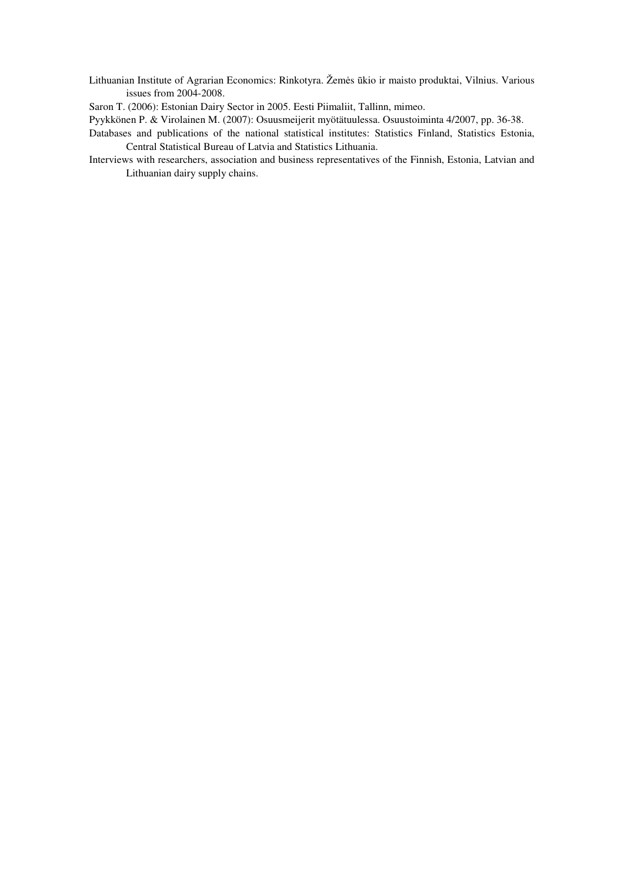Lithuanian Institute of Agrarian Economics: Rinkotyra. Žemės ūkio ir maisto produktai, Vilnius. Various issues from 2004-2008.

Saron T. (2006): Estonian Dairy Sector in 2005. Eesti Piimaliit, Tallinn, mimeo.

Pyykkönen P. & Virolainen M. (2007): Osuusmeijerit myötätuulessa. Osuustoiminta 4/2007, pp. 36-38.

Databases and publications of the national statistical institutes: Statistics Finland, Statistics Estonia, Central Statistical Bureau of Latvia and Statistics Lithuania.

Interviews with researchers, association and business representatives of the Finnish, Estonia, Latvian and Lithuanian dairy supply chains.